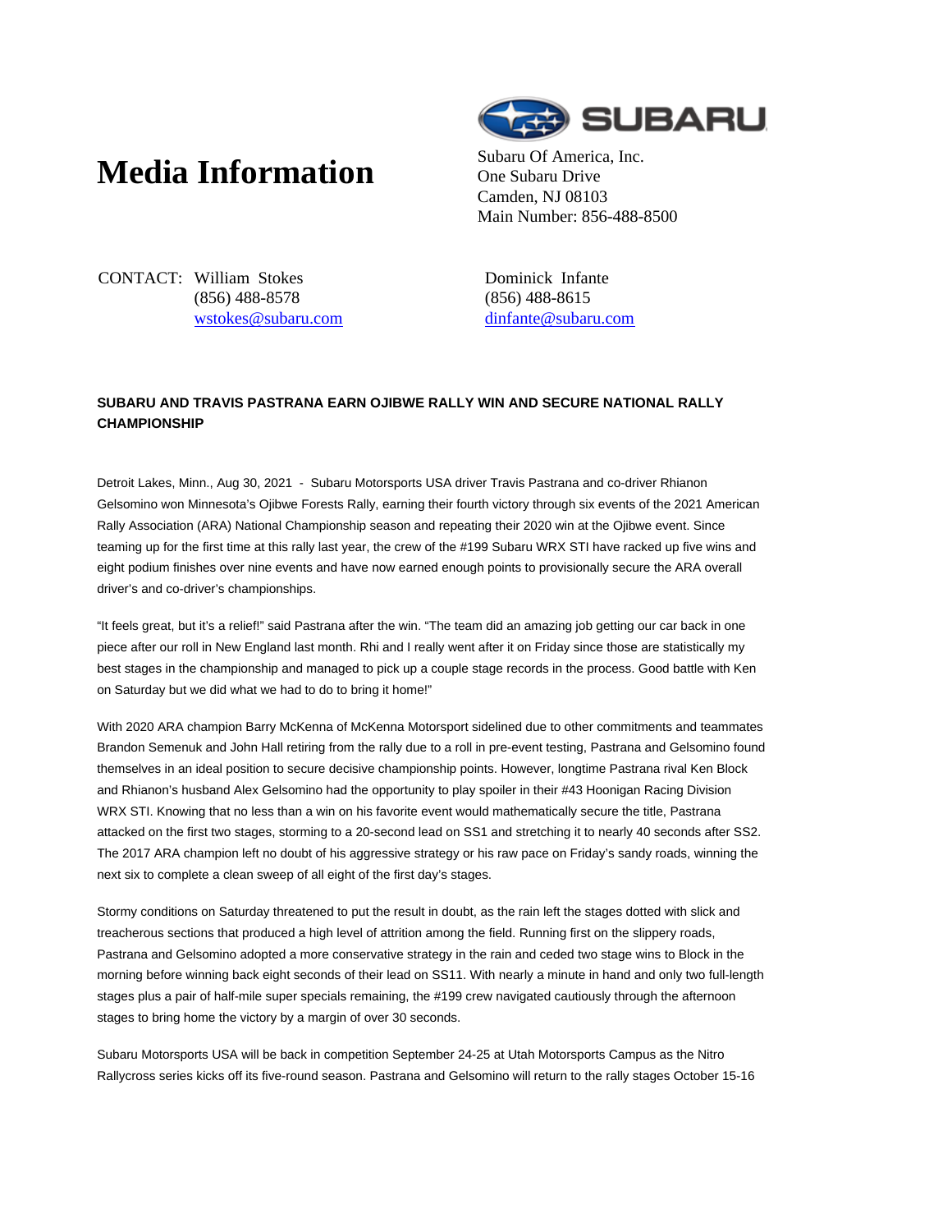# Media Information

SUBARU

Subaru Of America, Inc.
One Subaru Drive
Camden, NJ 08103
Main Number: 856-488-8500

CONTACT: William Stokes
(856) 488-8578
wstokes@subaru.com

Dominick Infante
(856) 488-8615
dinfante@subaru.com

**SUBARU AND TRAVIS PASTRANA EARN OJIBWE RALLY WIN AND SECURE NATIONAL RALLY CHAMPIONSHIP**

Detroit Lakes, Minn., Aug 30, 2021 - Subaru Motorsports USA driver Travis Pastrana and co-driver Rhianon Gelsomino won Minnesota's Ojibwe Forests Rally, earning their fourth victory through six events of the 2021 American Rally Association (ARA) National Championship season and repeating their 2020 win at the Ojibwe event. Since teaming up for the first time at this rally last year, the crew of the #199 Subaru WRX STI have racked up five wins and eight podium finishes over nine events and have now earned enough points to provisionally secure the ARA overall driver's and co-driver's championships.

"It feels great, but it's a relief!" said Pastrana after the win. "The team did an amazing job getting our car back in one piece after our roll in New England last month. Rhi and I really went after it on Friday since those are statistically my best stages in the championship and managed to pick up a couple stage records in the process. Good battle with Ken on Saturday but we did what we had to do to bring it home!"

With 2020 ARA champion Barry McKenna of McKenna Motorsport sidelined due to other commitments and teammates Brandon Semenuk and John Hall retiring from the rally due to a roll in pre-event testing, Pastrana and Gelsomino found themselves in an ideal position to secure decisive championship points. However, longtime Pastrana rival Ken Block and Rhianon's husband Alex Gelsomino had the opportunity to play spoiler in their #43 Hoonigan Racing Division WRX STI. Knowing that no less than a win on his favorite event would mathematically secure the title, Pastrana attacked on the first two stages, storming to a 20-second lead on SS1 and stretching it to nearly 40 seconds after SS2. The 2017 ARA champion left no doubt of his aggressive strategy or his raw pace on Friday's sandy roads, winning the next six to complete a clean sweep of all eight of the first day's stages.

Stormy conditions on Saturday threatened to put the result in doubt, as the rain left the stages dotted with slick and treacherous sections that produced a high level of attrition among the field. Running first on the slippery roads, Pastrana and Gelsomino adopted a more conservative strategy in the rain and ceded two stage wins to Block in the morning before winning back eight seconds of their lead on SS11. With nearly a minute in hand and only two full-length stages plus a pair of half-mile super specials remaining, the #199 crew navigated cautiously through the afternoon stages to bring home the victory by a margin of over 30 seconds.

Subaru Motorsports USA will be back in competition September 24-25 at Utah Motorsports Campus as the Nitro Rallycross series kicks off its five-round season. Pastrana and Gelsomino will return to the rally stages October 15-16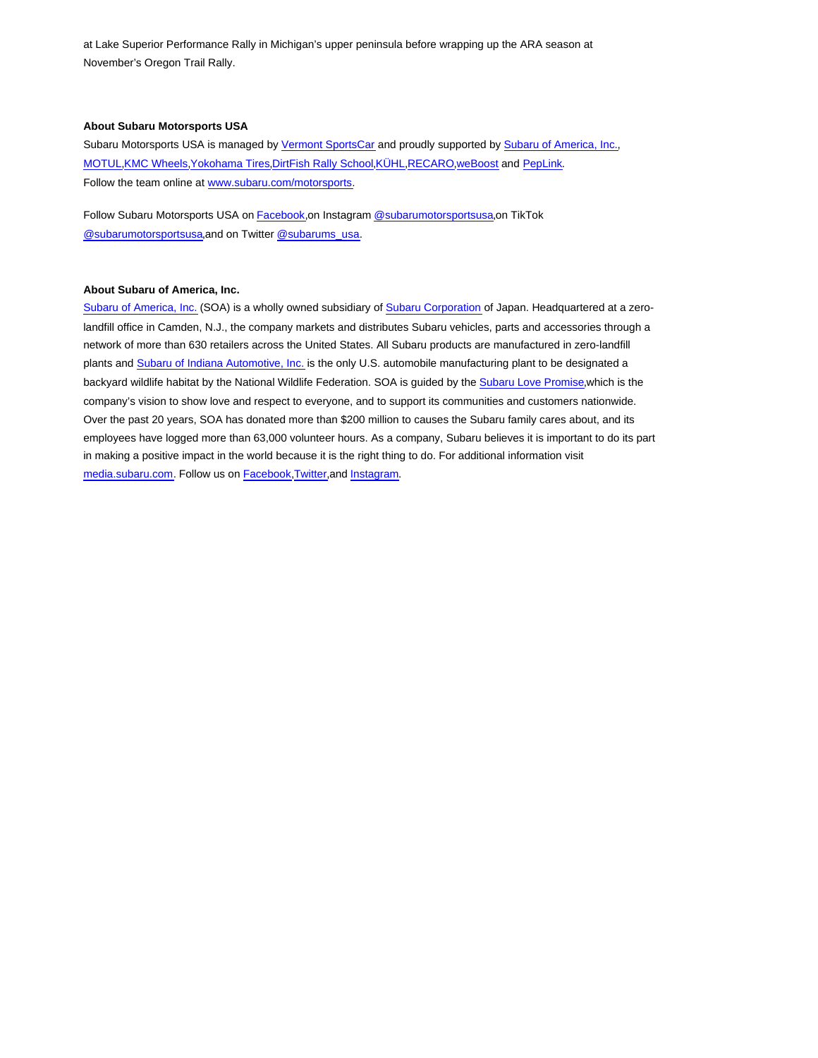at Lake Superior Performance Rally in Michigan's upper peninsula before wrapping up the ARA season at November's Oregon Trail Rally.

**About Subaru Motorsports USA**

Subaru Motorsports USA is managed by Vermont SportsCar and proudly supported by Subaru of America, Inc., MOTUL, KMC Wheels, Yokohama Tires, DirtFish Rally School, KÜHL, RECARO, weBoost and PepLink.
Follow the team online at www.subaru.com/motorsports.

Follow Subaru Motorsports USA on Facebook, on Instagram @subarumotorsportsusa, on TikTok @subarumotorsportsusa, and on Twitter @subarums_usa.

**About Subaru of America, Inc.**

Subaru of America, Inc. (SOA) is a wholly owned subsidiary of Subaru Corporation of Japan. Headquartered at a zero-landfill office in Camden, N.J., the company markets and distributes Subaru vehicles, parts and accessories through a network of more than 630 retailers across the United States. All Subaru products are manufactured in zero-landfill plants and Subaru of Indiana Automotive, Inc. is the only U.S. automobile manufacturing plant to be designated a backyard wildlife habitat by the National Wildlife Federation. SOA is guided by the Subaru Love Promise, which is the company's vision to show love and respect to everyone, and to support its communities and customers nationwide. Over the past 20 years, SOA has donated more than $200 million to causes the Subaru family cares about, and its employees have logged more than 63,000 volunteer hours. As a company, Subaru believes it is important to do its part in making a positive impact in the world because it is the right thing to do. For additional information visit media.subaru.com. Follow us on Facebook, Twitter, and Instagram.